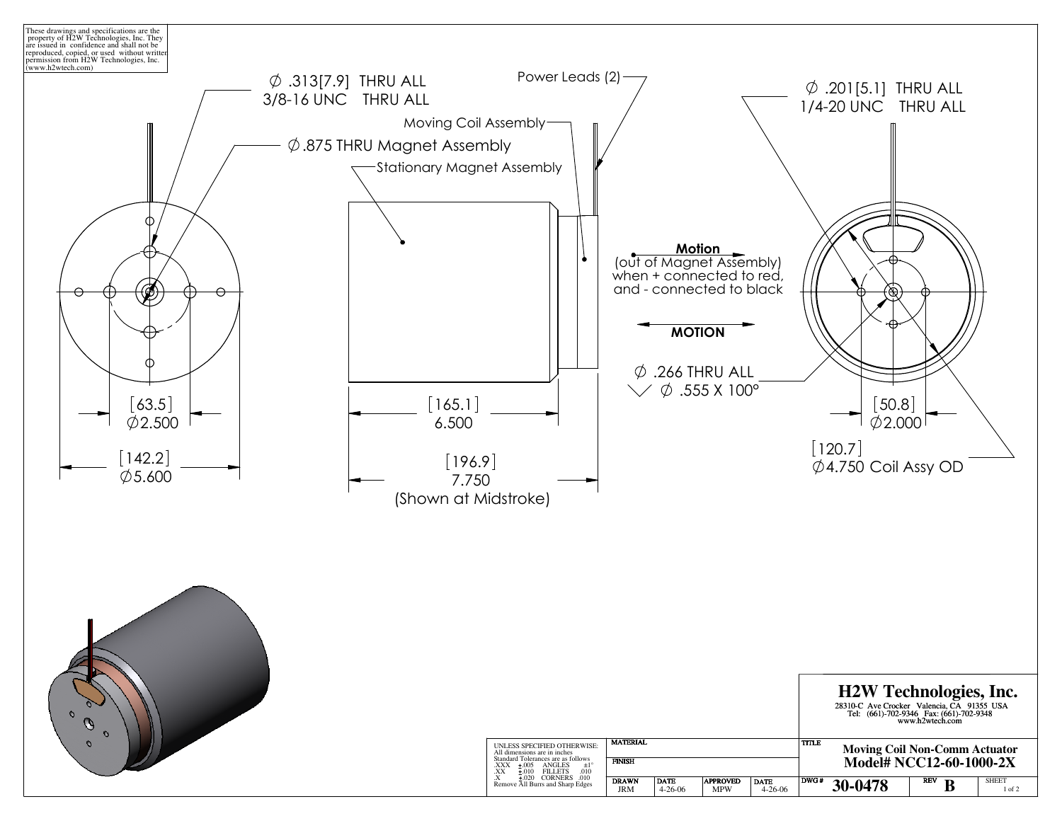These drawings and specifications are the property of H2W Technologies, Inc. They are issued in confidence and shall not be reproduced, copied, or used without written permission from H2W Technologies, Inc. (www.h2wtech.com)

∅ .313[7.9] THRU ALL
3/8-16 UNC THRU ALL

∅.875 THRU Magnet Assembly

Power Leads (2)

Moving Coil Assembly

Stationary Magnet Assembly

∅ .201[5.1] THRU ALL
1/4-20 UNC THRU ALL

**Motion**
(out of Magnet Assembly) when + connected to red, and - connected to black

**MOTION**

∅ .266 THRU ALL
⌵ ∅ .555 X 100°

[63.5]
∅2.500

[142.2]
∅5.600

[165.1]
6.500

[196.9]
7.750
(Shown at Midstroke)

[50.8]
∅2.000

[120.7]
∅4.750 Coil Assy OD

UNLESS SPECIFIED OTHERWISE:
All dimensions are in inches
Standard Tolerances are as follows

| | | | |
|---|---|---|---|
| .XXX | ±.005 | ANGLES | ±1° |
| .XX | ±.010 | FILLETS | .010 |
| .X | ±.020 | CORNERS | .010 |

Remove All Burrs and Sharp Edges

| MATERIAL | | | |
|---|---|---|---|
| FINISH | | | |
| DRAWN | DATE | APPROVED | DATE |
| JRM | 4-26-06 | MPW | 4-26-06 |

**H2W Technologies, Inc.**
28310-C Ave Crocker Valencia, CA 91355 USA
Tel: (661)-702-9346 Fax: (661)-702-9348
www.h2wtech.com

TITLE **Moving Coil Non-Comm Actuator Model# NCC12-60-1000-2X**

| DWG # | REV | SHEET |
|---|---|---|
| 30-0478 | B | 1 of 2 |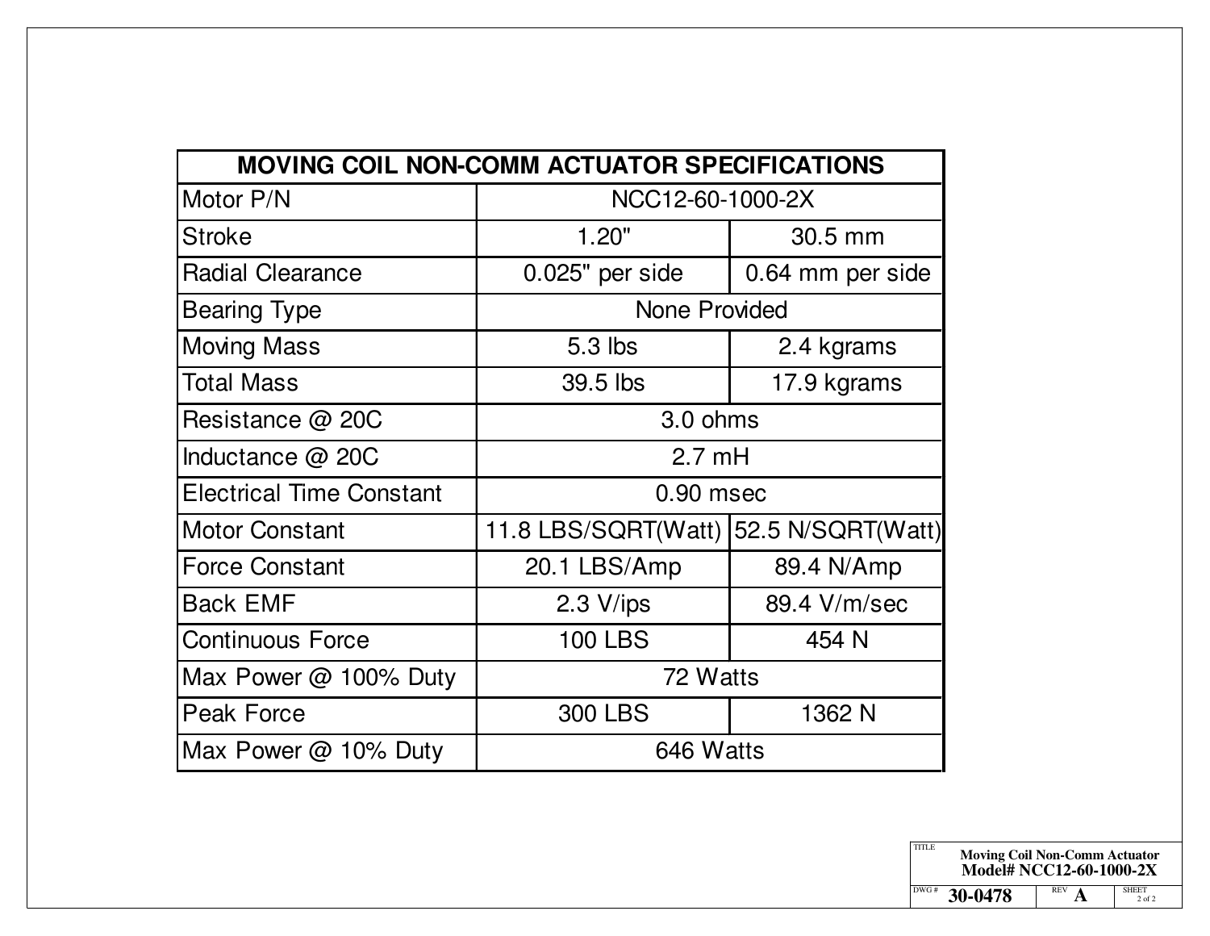| MOVING COIL NON-COMM ACTUATOR SPECIFICATIONS | | |
|---|---|---|
| Motor P/N | NCC12-60-1000-2X | |
| Stroke | 1.20" | 30.5 mm |
| Radial Clearance | 0.025" per side | 0.64 mm per side |
| Bearing Type | None Provided | |
| Moving Mass | 5.3 lbs | 2.4 kgrams |
| Total Mass | 39.5 lbs | 17.9 kgrams |
| Resistance @ 20C | 3.0 ohms | |
| Inductance @ 20C | 2.7 mH | |
| Electrical Time Constant | 0.90 msec | |
| Motor Constant | 11.8 LBS/SQRT(Watt) | 52.5 N/SQRT(Watt) |
| Force Constant | 20.1 LBS/Amp | 89.4 N/Amp |
| Back EMF | 2.3 V/ips | 89.4 V/m/sec |
| Continuous Force | 100 LBS | 454 N |
| Max Power @ 100% Duty | 72 Watts | |
| Peak Force | 300 LBS | 1362 N |
| Max Power @ 10% Duty | 646 Watts | |

| TITLE | Moving Coil Non-Comm Actuator Model# NCC12-60-1000-2X | |
|---|---|---|
| DWG # 30-0478 | REV A | SHEET 2 of 2 |